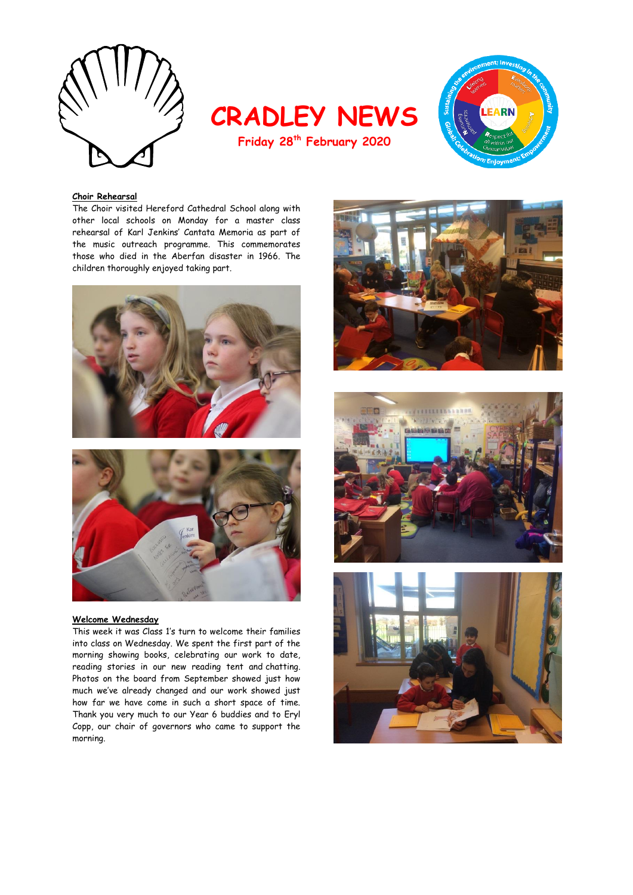# CRADLEY NEWS

**Friday 28th February 2020**

**Choir Rehearsal**

The Choir visited Hereford Cathedral School along with other local schools on Monday for a master class rehearsal of Karl Jenkins' Cantata Memoria as part of the music outreach programme. This commemorates those who died in the Aberfan disaster in 1966. The children thoroughly enjoyed taking part.

**Welcome Wednesday**

This week it was Class 1's turn to welcome their families into class on Wednesday. We spent the first part of the morning showing books, celebrating our work to date, reading stories in our new reading tent and chatting. Photos on the board from September showed just how much we've already changed and our work showed just how far we have come in such a short space of time. Thank you very much to our Year 6 buddies and to Eryl Copp, our chair of governors who came to support the morning.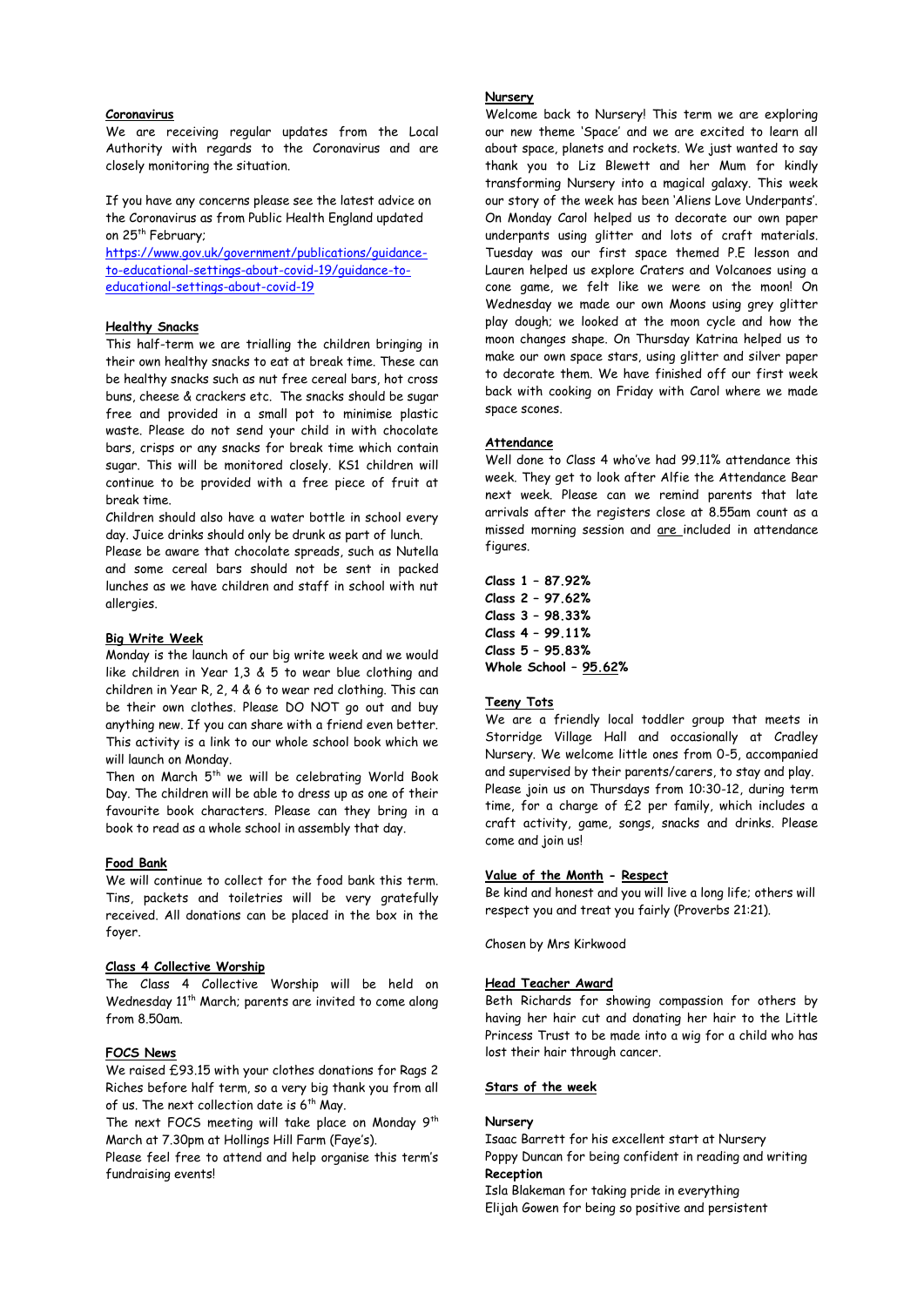**Coronavirus**

We are receiving regular updates from the Local Authority with regards to the Coronavirus and are closely monitoring the situation.

If you have any concerns please see the latest advice on the Coronavirus as from Public Health England updated on 25th February;
https://www.gov.uk/government/publications/guidance-to-educational-settings-about-covid-19/guidance-to-educational-settings-about-covid-19

**Healthy Snacks**

This half-term we are trialling the children bringing in their own healthy snacks to eat at break time. These can be healthy snacks such as nut free cereal bars, hot cross buns, cheese & crackers etc. The snacks should be sugar free and provided in a small pot to minimise plastic waste. Please do not send your child in with chocolate bars, crisps or any snacks for break time which contain sugar. This will be monitored closely. KS1 children will continue to be provided with a free piece of fruit at break time.
Children should also have a water bottle in school every day. Juice drinks should only be drunk as part of lunch.
Please be aware that chocolate spreads, such as Nutella and some cereal bars should not be sent in packed lunches as we have children and staff in school with nut allergies.

**Big Write Week**

Monday is the launch of our big write week and we would like children in Year 1,3 & 5 to wear blue clothing and children in Year R, 2, 4 & 6 to wear red clothing. This can be their own clothes. Please DO NOT go out and buy anything new. If you can share with a friend even better. This activity is a link to our whole school book which we will launch on Monday.
Then on March 5th we will be celebrating World Book Day. The children will be able to dress up as one of their favourite book characters. Please can they bring in a book to read as a whole school in assembly that day.

**Food Bank**

We will continue to collect for the food bank this term. Tins, packets and toiletries will be very gratefully received. All donations can be placed in the box in the foyer.

**Class 4 Collective Worship**

The Class 4 Collective Worship will be held on Wednesday 11th March; parents are invited to come along from 8.50am.

**FOCS News**

We raised £93.15 with your clothes donations for Rags 2 Riches before half term, so a very big thank you from all of us. The next collection date is 6th May.
The next FOCS meeting will take place on Monday 9th March at 7.30pm at Hollings Hill Farm (Faye's).
Please feel free to attend and help organise this term's fundraising events!

**Nursery**

Welcome back to Nursery! This term we are exploring our new theme 'Space' and we are excited to learn all about space, planets and rockets. We just wanted to say thank you to Liz Blewett and her Mum for kindly transforming Nursery into a magical galaxy. This week our story of the week has been 'Aliens Love Underpants'. On Monday Carol helped us to decorate our own paper underpants using glitter and lots of craft materials. Tuesday was our first space themed P.E lesson and Lauren helped us explore Craters and Volcanoes using a cone game, we felt like we were on the moon! On Wednesday we made our own Moons using grey glitter play dough; we looked at the moon cycle and how the moon changes shape. On Thursday Katrina helped us to make our own space stars, using glitter and silver paper to decorate them. We have finished off our first week back with cooking on Friday with Carol where we made space scones.

**Attendance**

Well done to Class 4 who've had 99.11% attendance this week. They get to look after Alfie the Attendance Bear next week. Please can we remind parents that late arrivals after the registers close at 8.55am count as a missed morning session and are included in attendance figures.

**Class 1 – 87.92%**
**Class 2 – 97.62%**
**Class 3 – 98.33%**
**Class 4 – 99.11%**
**Class 5 – 95.83%**
**Whole School – 95.62%**

**Teeny Tots**

We are a friendly local toddler group that meets in Storridge Village Hall and occasionally at Cradley Nursery. We welcome little ones from 0-5, accompanied and supervised by their parents/carers, to stay and play. Please join us on Thursdays from 10:30-12, during term time, for a charge of £2 per family, which includes a craft activity, game, songs, snacks and drinks. Please come and join us!

**Value of the Month - Respect**

Be kind and honest and you will live a long life; others will respect you and treat you fairly (Proverbs 21:21).

Chosen by Mrs Kirkwood

**Head Teacher Award**

Beth Richards for showing compassion for others by having her hair cut and donating her hair to the Little Princess Trust to be made into a wig for a child who has lost their hair through cancer.

**Stars of the week**

**Nursery**
Isaac Barrett for his excellent start at Nursery
Poppy Duncan for being confident in reading and writing
**Reception**
Isla Blakeman for taking pride in everything
Elijah Gowen for being so positive and persistent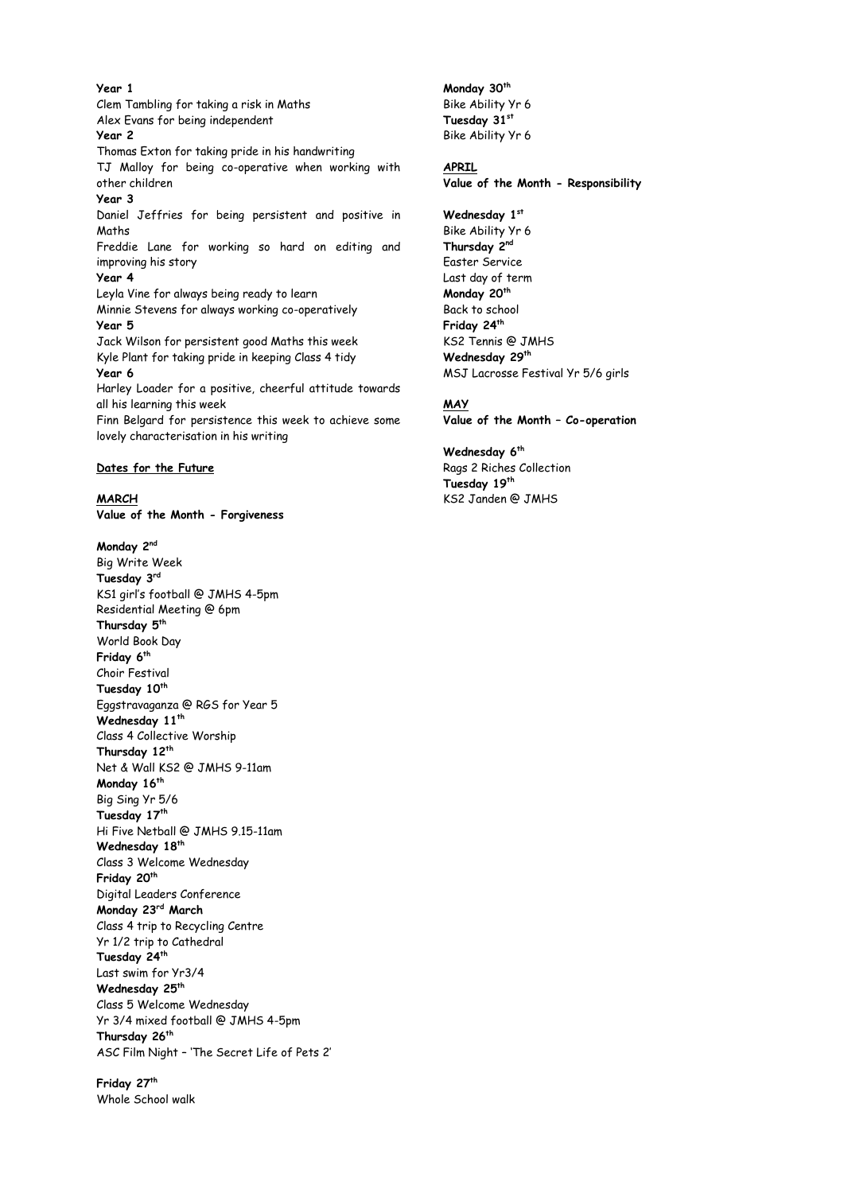**Year 1**
Clem Tambling for taking a risk in Maths
Alex Evans for being independent
**Year 2**
Thomas Exton for taking pride in his handwriting
TJ Malloy for being co-operative when working with other children
**Year 3**
Daniel Jeffries for being persistent and positive in Maths
Freddie Lane for working so hard on editing and improving his story
**Year 4**
Leyla Vine for always being ready to learn
Minnie Stevens for always working co-operatively
**Year 5**
Jack Wilson for persistent good Maths this week
Kyle Plant for taking pride in keeping Class 4 tidy
**Year 6**
Harley Loader for a positive, cheerful attitude towards all his learning this week
Finn Belgard for persistence this week to achieve some lovely characterisation in his writing

**Dates for the Future**

**MARCH**
**Value of the Month - Forgiveness**

**Monday 2nd**
Big Write Week
**Tuesday 3rd**
KS1 girl's football @ JMHS 4-5pm
Residential Meeting @ 6pm
**Thursday 5th**
World Book Day
**Friday 6th**
Choir Festival
**Tuesday 10th**
Eggstravaganza @ RGS for Year 5
**Wednesday 11th**
Class 4 Collective Worship
**Thursday 12th**
Net & Wall KS2 @ JMHS 9-11am
**Monday 16th**
Big Sing Yr 5/6
**Tuesday 17th**
Hi Five Netball @ JMHS 9.15-11am
**Wednesday 18th**
Class 3 Welcome Wednesday
**Friday 20th**
Digital Leaders Conference
**Monday 23rd March**
Class 4 trip to Recycling Centre
Yr 1/2 trip to Cathedral
**Tuesday 24th**
Last swim for Yr3/4
**Wednesday 25th**
Class 5 Welcome Wednesday
Yr 3/4 mixed football @ JMHS 4-5pm
**Thursday 26th**
ASC Film Night – 'The Secret Life of Pets 2'

**Friday 27th**
Whole School walk

**Monday 30th**
Bike Ability Yr 6
**Tuesday 31st**
Bike Ability Yr 6

**APRIL**
**Value of the Month - Responsibility**

**Wednesday 1st**
Bike Ability Yr 6
**Thursday 2nd**
Easter Service
Last day of term
**Monday 20th**
Back to school
**Friday 24th**
KS2 Tennis @ JMHS
**Wednesday 29th**
MSJ Lacrosse Festival Yr 5/6 girls

**MAY**
**Value of the Month – Co-operation**

**Wednesday 6th**
Rags 2 Riches Collection
**Tuesday 19th**
KS2 Janden @ JMHS